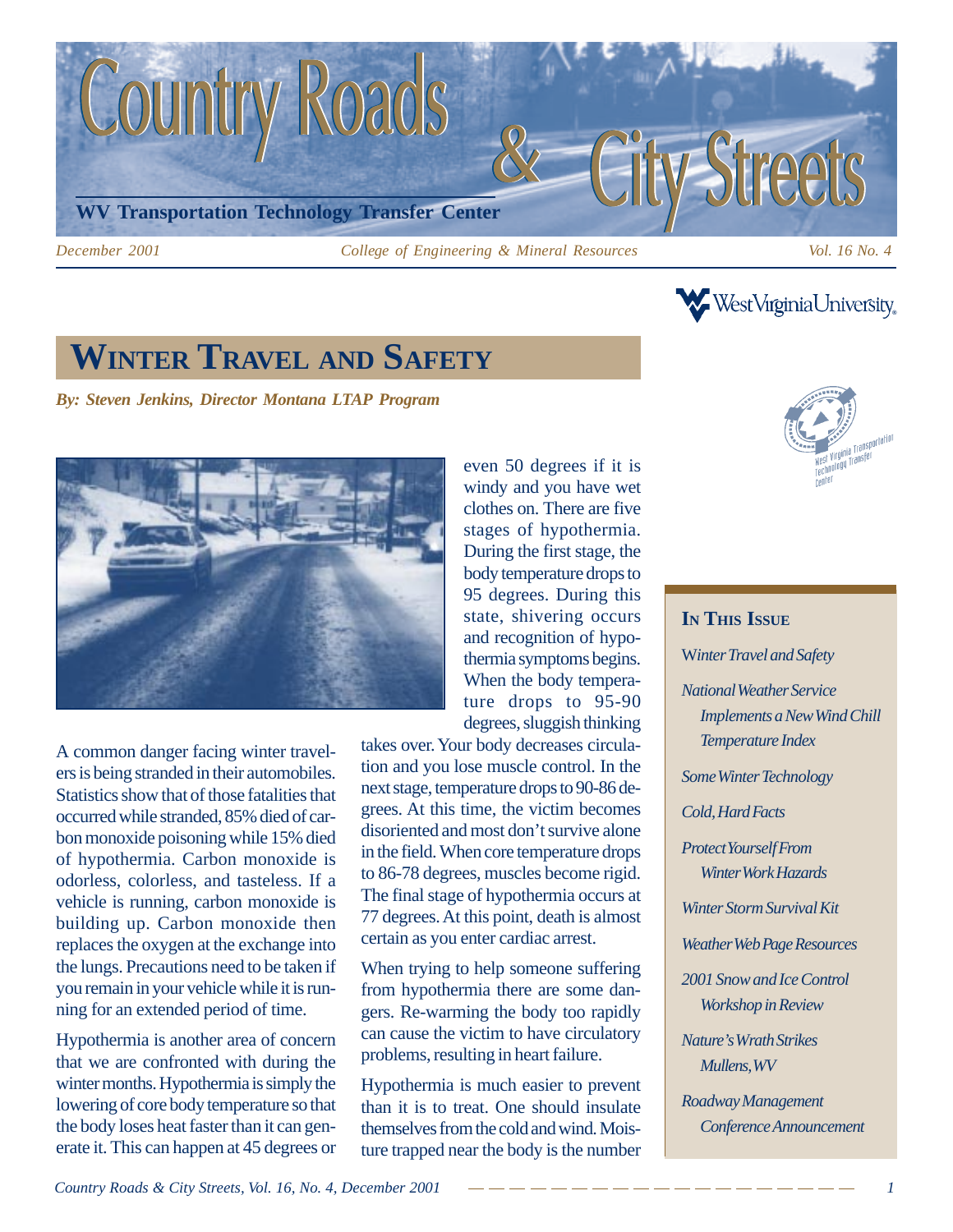# Country Roads & City Streets

**WV Transportation Technology Transfer Center**

*December 2001* *College of Engineering & Mineral Resources* *Vol. 16 No. 4*

West Virginia University

West Virginia Transportation Technology Transfer Center

## WINTER TRAVEL AND SAFETY

***By: Steven Jenkins, Director Montana LTAP Program***

A common danger facing winter travelers is being stranded in their automobiles. Statistics show that of those fatalities that occurred while stranded, 85% died of carbon monoxide poisoning while 15% died of hypothermia. Carbon monoxide is odorless, colorless, and tasteless. If a vehicle is running, carbon monoxide is building up. Carbon monoxide then replaces the oxygen at the exchange into the lungs. Precautions need to be taken if you remain in your vehicle while it is running for an extended period of time.

Hypothermia is another area of concern that we are confronted with during the winter months. Hypothermia is simply the lowering of core body temperature so that the body loses heat faster than it can generate it. This can happen at 45 degrees or even 50 degrees if it is windy and you have wet clothes on. There are five stages of hypothermia. During the first stage, the body temperature drops to 95 degrees. During this state, shivering occurs and recognition of hypothermia symptoms begins. When the body temperature drops to 95-90 degrees, sluggish thinking takes over. Your body decreases circulation and you lose muscle control. In the next stage, temperature drops to 90-86 degrees. At this time, the victim becomes disoriented and most don't survive alone in the field. When core temperature drops to 86-78 degrees, muscles become rigid. The final stage of hypothermia occurs at 77 degrees. At this point, death is almost certain as you enter cardiac arrest.

When trying to help someone suffering from hypothermia there are some dangers. Re-warming the body too rapidly can cause the victim to have circulatory problems, resulting in heart failure.

Hypothermia is much easier to prevent than it is to treat. One should insulate themselves from the cold and wind. Moisture trapped near the body is the number

### IN THIS ISSUE

*Winter Travel and Safety*

*National Weather Service Implements a New Wind Chill Temperature Index*

*Some Winter Technology*

*Cold, Hard Facts*

*Protect Yourself From Winter Work Hazards*

*Winter Storm Survival Kit*

*Weather Web Page Resources*

*2001 Snow and Ice Control Workshop in Review*

*Nature's Wrath Strikes Mullens, WV*

*Roadway Management Conference Announcement*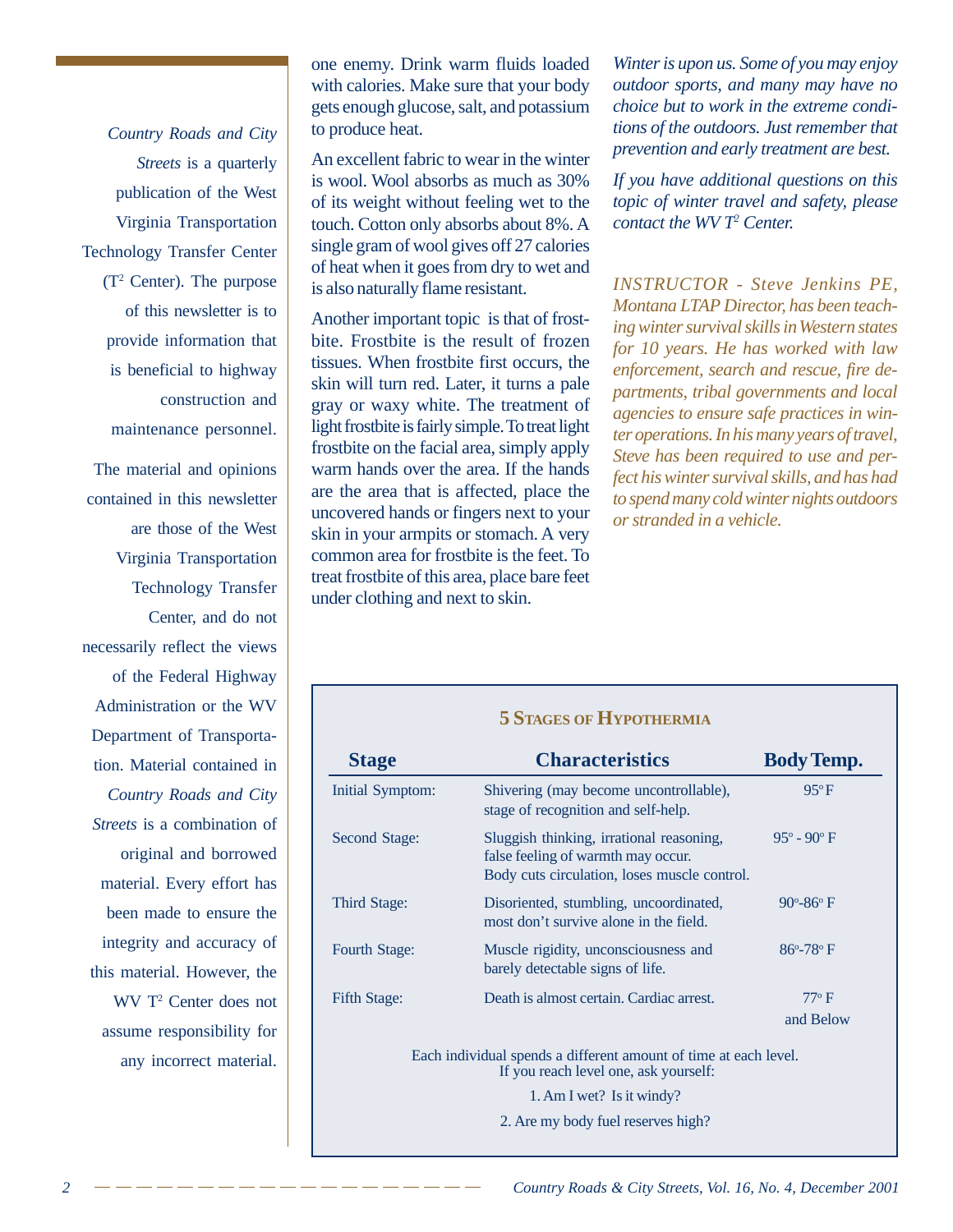*Country Roads and City Streets* is a quarterly publication of the West Virginia Transportation Technology Transfer Center ($T^2$ Center). The purpose of this newsletter is to provide information that is beneficial to highway construction and maintenance personnel.

The material and opinions contained in this newsletter are those of the West Virginia Transportation Technology Transfer Center, and do not necessarily reflect the views of the Federal Highway Administration or the WV Department of Transportation. Material contained in *Country Roads and City Streets* is a combination of original and borrowed material. Every effort has been made to ensure the integrity and accuracy of this material. However, the WV $T^2$ Center does not assume responsibility for any incorrect material.

one enemy. Drink warm fluids loaded with calories. Make sure that your body gets enough glucose, salt, and potassium to produce heat.

An excellent fabric to wear in the winter is wool. Wool absorbs as much as 30% of its weight without feeling wet to the touch. Cotton only absorbs about 8%. A single gram of wool gives off 27 calories of heat when it goes from dry to wet and is also naturally flame resistant.

Another important topic is that of frostbite. Frostbite is the result of frozen tissues. When frostbite first occurs, the skin will turn red. Later, it turns a pale gray or waxy white. The treatment of light frostbite is fairly simple. To treat light frostbite on the facial area, simply apply warm hands over the area. If the hands are the area that is affected, place the uncovered hands or fingers next to your skin in your armpits or stomach. A very common area for frostbite is the feet. To treat frostbite of this area, place bare feet under clothing and next to skin.

*Winter is upon us. Some of you may enjoy outdoor sports, and many may have no choice but to work in the extreme conditions of the outdoors. Just remember that prevention and early treatment are best.*

*If you have additional questions on this topic of winter travel and safety, please contact the WV $T^2$ Center.*

*INSTRUCTOR - Steve Jenkins PE, Montana LTAP Director, has been teaching winter survival skills in Western states for 10 years. He has worked with law enforcement, search and rescue, fire departments, tribal governments and local agencies to ensure safe practices in winter operations. In his many years of travel, Steve has been required to use and perfect his winter survival skills, and has had to spend many cold winter nights outdoors or stranded in a vehicle.*

### 5 Stages of Hypothermia

| Stage | Characteristics | Body Temp. |
|---|---|---|
| Initial Symptom: | Shivering (may become uncontrollable), stage of recognition and self-help. | 95° F |
| Second Stage: | Sluggish thinking, irrational reasoning, false feeling of warmth may occur. Body cuts circulation, loses muscle control. | 95° - 90° F |
| Third Stage: | Disoriented, stumbling, uncoordinated, most don't survive alone in the field. | 90°-86° F |
| Fourth Stage: | Muscle rigidity, unconsciousness and barely detectable signs of life. | 86°-78° F |
| Fifth Stage: | Death is almost certain. Cardiac arrest. | 77° F and Below |

Each individual spends a different amount of time at each level. If you reach level one, ask yourself:

1. Am I wet? Is it windy?
2. Are my body fuel reserves high?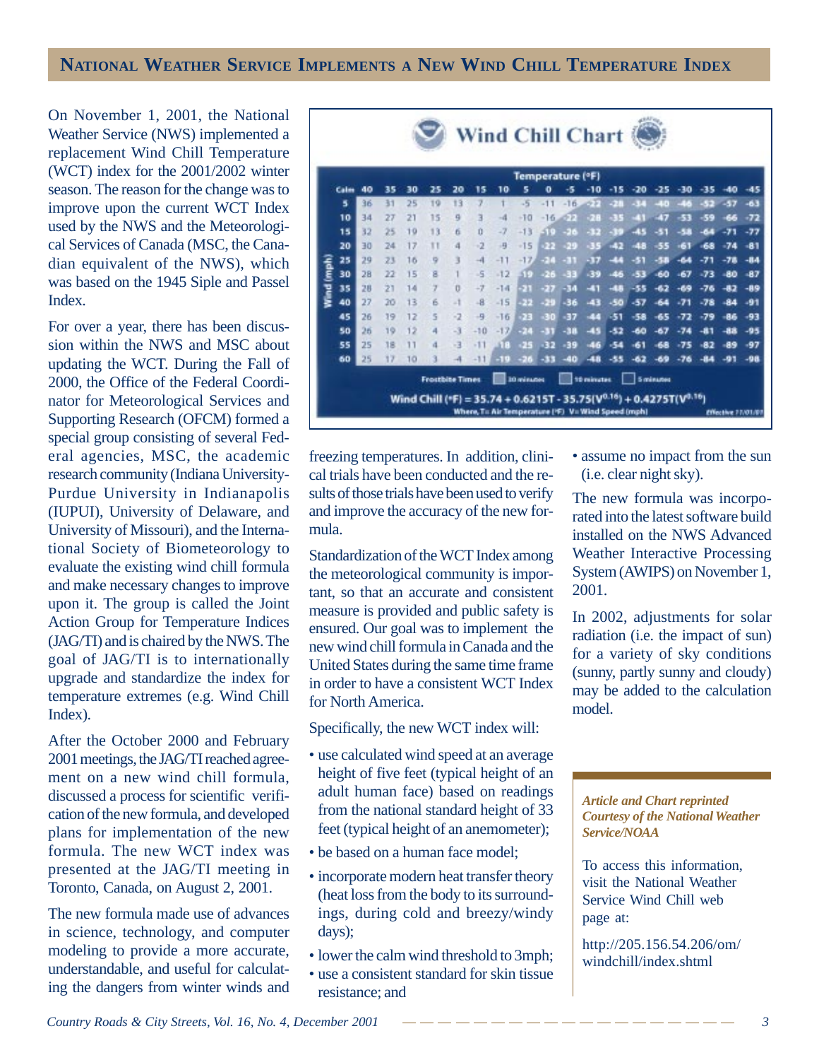## National Weather Service Implements a New Wind Chill Temperature Index

On November 1, 2001, the National Weather Service (NWS) implemented a replacement Wind Chill Temperature (WCT) index for the 2001/2002 winter season. The reason for the change was to improve upon the current WCT Index used by the NWS and the Meteorological Services of Canada (MSC, the Canadian equivalent of the NWS), which was based on the 1945 Siple and Passel Index.

For over a year, there has been discussion within the NWS and MSC about updating the WCT. During the Fall of 2000, the Office of the Federal Coordinator for Meteorological Services and Supporting Research (OFCM) formed a special group consisting of several Federal agencies, MSC, the academic research community (Indiana University-Purdue University in Indianapolis (IUPUI), University of Delaware, and University of Missouri), and the International Society of Biometeorology to evaluate the existing wind chill formula and make necessary changes to improve upon it. The group is called the Joint Action Group for Temperature Indices (JAG/TI) and is chaired by the NWS. The goal of JAG/TI is to internationally upgrade and standardize the index for temperature extremes (e.g. Wind Chill Index).

After the October 2000 and February 2001 meetings, the JAG/TI reached agreement on a new wind chill formula, discussed a process for scientific verification of the new formula, and developed plans for implementation of the new formula. The new WCT index was presented at the JAG/TI meeting in Toronto, Canada, on August 2, 2001.

The new formula made use of advances in science, technology, and computer modeling to provide a more accurate, understandable, and useful for calculating the dangers from winter winds and freezing temperatures. In addition, clinical trials have been conducted and the results of those trials have been used to verify and improve the accuracy of the new formula.

**Wind Chill Chart**

| Wind (mph) \ Temperature (°F) | 40 | 35 | 30 | 25 | 20 | 15 | 10 | 5 | 0 | -5 | -10 | -15 | -20 | -25 | -30 | -35 | -40 | -45 |
|---|---|---|---|---|---|---|---|---|---|---|---|---|---|---|---|---|---|---|
| 5 | 36 | 31 | 25 | 19 | 13 | 7 | 1 | -5 | -11 | -16 | -22 | -28 | -34 | -40 | -46 | -52 | -57 | -63 |
| 10 | 34 | 27 | 21 | 15 | 9 | 3 | -4 | -10 | -16 | -22 | -28 | -35 | -41 | -47 | -53 | -59 | -66 | -72 |
| 15 | 32 | 25 | 19 | 13 | 6 | 0 | -7 | -13 | -19 | -26 | -32 | -39 | -45 | -51 | -58 | -64 | -71 | -77 |
| 20 | 30 | 24 | 17 | 11 | 4 | -2 | -9 | -15 | -22 | -29 | -35 | -42 | -48 | -55 | -61 | -68 | -74 | -81 |
| 25 | 29 | 23 | 16 | 9 | 3 | -4 | -11 | -17 | -24 | -31 | -37 | -44 | -51 | -58 | -64 | -71 | -78 | -84 |
| 30 | 28 | 22 | 15 | 8 | 1 | -5 | -12 | -19 | -26 | -33 | -39 | -46 | -53 | -60 | -67 | -73 | -80 | -87 |
| 35 | 28 | 21 | 14 | 7 | 0 | -7 | -14 | -21 | -27 | -34 | -41 | -48 | -55 | -62 | -69 | -76 | -82 | -89 |
| 40 | 27 | 20 | 13 | 6 | -1 | -8 | -15 | -22 | -29 | -36 | -43 | -50 | -57 | -64 | -71 | -78 | -84 | -91 |
| 45 | 26 | 19 | 12 | 5 | -2 | -9 | -16 | -23 | -30 | -37 | -44 | -51 | -58 | -65 | -72 | -79 | -86 | -93 |
| 50 | 26 | 19 | 12 | 4 | -3 | -10 | -17 | -24 | -31 | -38 | -45 | -52 | -60 | -67 | -74 | -81 | -88 | -95 |
| 55 | 25 | 18 | 11 | 4 | -3 | -11 | -18 | -25 | -32 | -39 | -46 | -54 | -61 | -68 | -75 | -82 | -89 | -97 |
| 60 | 25 | 17 | 10 | 3 | -4 | -11 | -19 | -26 | -33 | -40 | -48 | -55 | -62 | -69 | -76 | -84 | -91 | -98 |

Frostbite Times: 30 minutes, 10 minutes, 5 minutes

$$\text{Wind Chill (°F)} = 35.74 + 0.6215T - 35.75(V^{0.16}) + 0.4275T(V^{0.16})$$

Where, T = Air Temperature (°F) V = Wind Speed (mph)

Effective 11/01/01

Standardization of the WCT Index among the meteorological community is important, so that an accurate and consistent measure is provided and public safety is ensured. Our goal was to implement the new wind chill formula in Canada and the United States during the same time frame in order to have a consistent WCT Index for North America.

Specifically, the new WCT index will:

- use calculated wind speed at an average height of five feet (typical height of an adult human face) based on readings from the national standard height of 33 feet (typical height of an anemometer);
- be based on a human face model;
- incorporate modern heat transfer theory (heat loss from the body to its surroundings, during cold and breezy/windy days);
- lower the calm wind threshold to 3mph;
- use a consistent standard for skin tissue resistance; and
- assume no impact from the sun (i.e. clear night sky).

The new formula was incorporated into the latest software build installed on the NWS Advanced Weather Interactive Processing System (AWIPS) on November 1, 2001.

In 2002, adjustments for solar radiation (i.e. the impact of sun) for a variety of sky conditions (sunny, partly sunny and cloudy) may be added to the calculation model.

*Article and Chart reprinted Courtesy of the National Weather Service/NOAA*

To access this information, visit the National Weather Service Wind Chill web page at:

http://205.156.54.206/om/windchill/index.shtml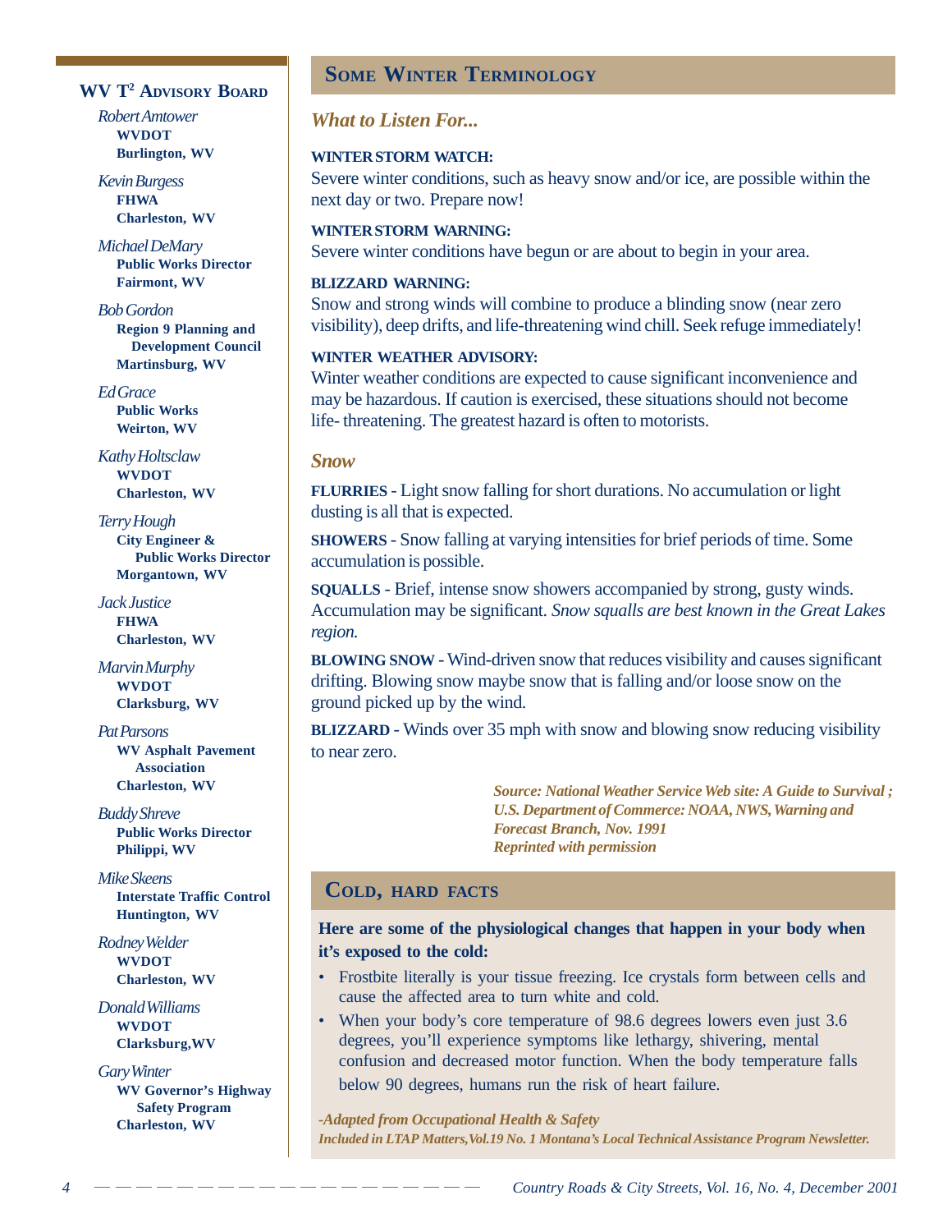## WV T[2] Advisory Board

*Robert Amtower*
**WVDOT**
**Burlington, WV**

*Kevin Burgess*
**FHWA**
**Charleston, WV**

*Michael DeMary*
**Public Works Director**
**Fairmont, WV**

*Bob Gordon*
**Region 9 Planning and Development Council**
**Martinsburg, WV**

*Ed Grace*
**Public Works**
**Weirton, WV**

*Kathy Holtsclaw*
**WVDOT**
**Charleston, WV**

*Terry Hough*
**City Engineer & Public Works Director**
**Morgantown, WV**

*Jack Justice*
**FHWA**
**Charleston, WV**

*Marvin Murphy*
**WVDOT**
**Clarksburg, WV**

*Pat Parsons*
**WV Asphalt Pavement Association**
**Charleston, WV**

*Buddy Shreve*
**Public Works Director**
**Philippi, WV**

*Mike Skeens*
**Interstate Traffic Control**
**Huntington, WV**

*Rodney Welder*
**WVDOT**
**Charleston, WV**

*Donald Williams*
**WVDOT**
**Clarksburg,WV**

*Gary Winter*
**WV Governor's Highway Safety Program**
**Charleston, WV**

## Some Winter Terminology

### *What to Listen For...*

**WINTER STORM WATCH:**
Severe winter conditions, such as heavy snow and/or ice, are possible within the next day or two. Prepare now!

**WINTER STORM WARNING:**
Severe winter conditions have begun or are about to begin in your area.

**BLIZZARD WARNING:**
Snow and strong winds will combine to produce a blinding snow (near zero visibility), deep drifts, and life-threatening wind chill. Seek refuge immediately!

**WINTER WEATHER ADVISORY:**
Winter weather conditions are expected to cause significant inconvenience and may be hazardous. If caution is exercised, these situations should not become life- threatening. The greatest hazard is often to motorists.

### *Snow*

**FLURRIES** - Light snow falling for short durations. No accumulation or light dusting is all that is expected.

**SHOWERS** - Snow falling at varying intensities for brief periods of time. Some accumulation is possible.

**SQUALLS** - Brief, intense snow showers accompanied by strong, gusty winds. Accumulation may be significant. *Snow squalls are best known in the Great Lakes region.*

**BLOWING SNOW** - Wind-driven snow that reduces visibility and causes significant drifting. Blowing snow maybe snow that is falling and/or loose snow on the ground picked up by the wind.

**BLIZZARD** - Winds over 35 mph with snow and blowing snow reducing visibility to near zero.

***Source: National Weather Service Web site: A Guide to Survival ; U.S. Department of Commerce: NOAA, NWS, Warning and Forecast Branch, Nov. 1991***
***Reprinted with permission***

## Cold, hard facts

**Here are some of the physiological changes that happen in your body when it's exposed to the cold:**

- Frostbite literally is your tissue freezing. Ice crystals form between cells and cause the affected area to turn white and cold.
- When your body's core temperature of 98.6 degrees lowers even just 3.6 degrees, you'll experience symptoms like lethargy, shivering, mental confusion and decreased motor function. When the body temperature falls below 90 degrees, humans run the risk of heart failure.

***-Adapted from Occupational Health & Safety***
***Included in LTAP Matters,Vol.19 No. 1 Montana's Local Technical Assistance Program Newsletter.***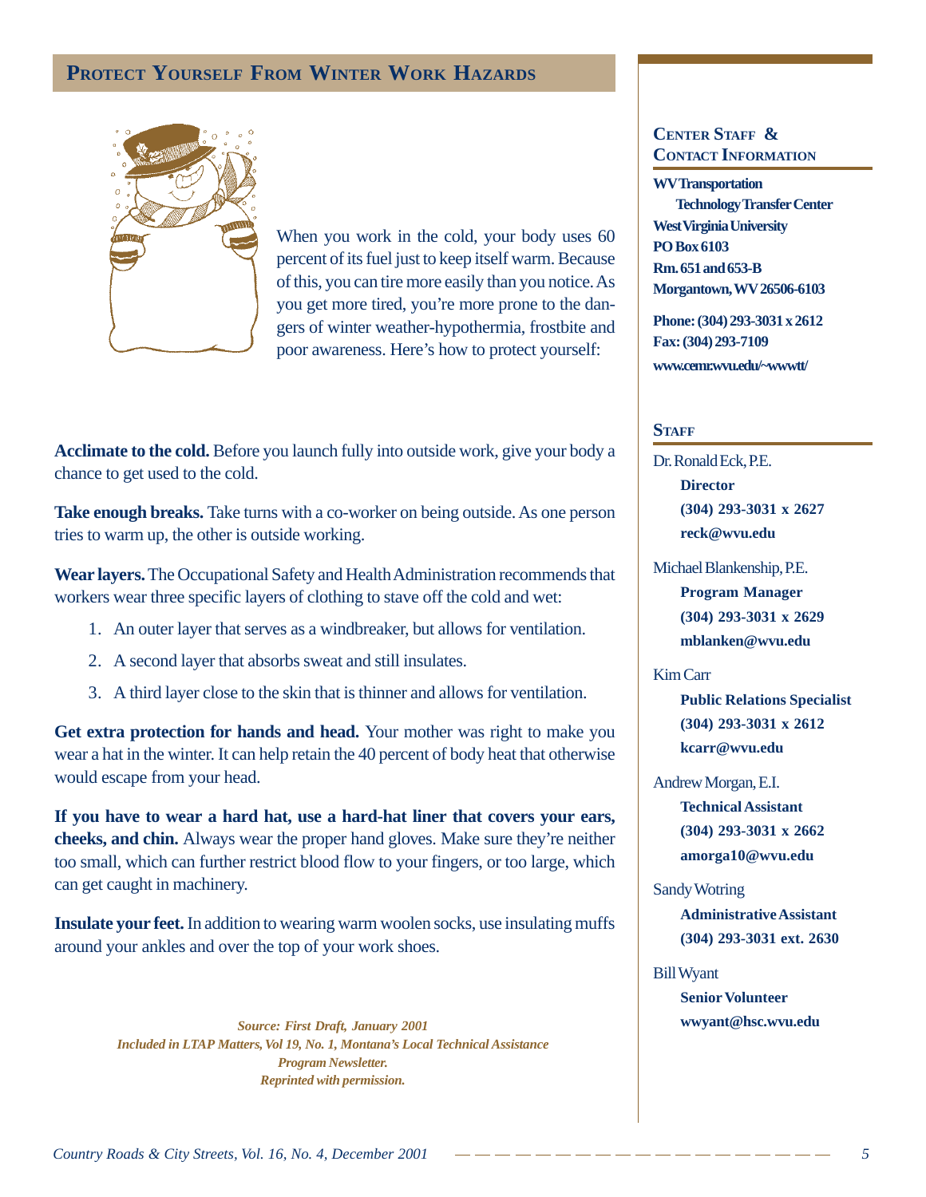## Protect Yourself From Winter Work Hazards

When you work in the cold, your body uses 60 percent of its fuel just to keep itself warm. Because of this, you can tire more easily than you notice. As you get more tired, you're more prone to the dangers of winter weather-hypothermia, frostbite and poor awareness. Here's how to protect yourself:

**Acclimate to the cold.** Before you launch fully into outside work, give your body a chance to get used to the cold.

**Take enough breaks.** Take turns with a co-worker on being outside. As one person tries to warm up, the other is outside working.

**Wear layers.** The Occupational Safety and Health Administration recommends that workers wear three specific layers of clothing to stave off the cold and wet:

1. An outer layer that serves as a windbreaker, but allows for ventilation.
2. A second layer that absorbs sweat and still insulates.
3. A third layer close to the skin that is thinner and allows for ventilation.

**Get extra protection for hands and head.** Your mother was right to make you wear a hat in the winter. It can help retain the 40 percent of body heat that otherwise would escape from your head.

**If you have to wear a hard hat, use a hard-hat liner that covers your ears, cheeks, and chin.** Always wear the proper hand gloves. Make sure they're neither too small, which can further restrict blood flow to your fingers, or too large, which can get caught in machinery.

**Insulate your feet.** In addition to wearing warm woolen socks, use insulating muffs around your ankles and over the top of your work shoes.

*Source: First Draft, January 2001*
*Included in LTAP Matters, Vol 19, No. 1, Montana's Local Technical Assistance Program Newsletter.*
*Reprinted with permission.*

### Center Staff & Contact Information

**WV Transportation Technology Transfer Center**
**West Virginia University**
**PO Box 6103**
**Rm. 651 and 653-B**
**Morgantown, WV 26506-6103**

**Phone: (304) 293-3031 x 2612**
**Fax: (304) 293-7109**
**www.cemr.wvu.edu/~wwwtt/**

### Staff

Dr. Ronald Eck, P.E.
**Director**
**(304) 293-3031 x 2627**
**reck@wvu.edu**

Michael Blankenship, P.E.
**Program Manager**
**(304) 293-3031 x 2629**
**mblanken@wvu.edu**

Kim Carr
**Public Relations Specialist**
**(304) 293-3031 x 2612**
**kcarr@wvu.edu**

Andrew Morgan, E.I.
**Technical Assistant**
**(304) 293-3031 x 2662**
**amorga10@wvu.edu**

Sandy Wotring
**Administrative Assistant**
**(304) 293-3031 ext. 2630**

Bill Wyant
**Senior Volunteer**
**wwyant@hsc.wvu.edu**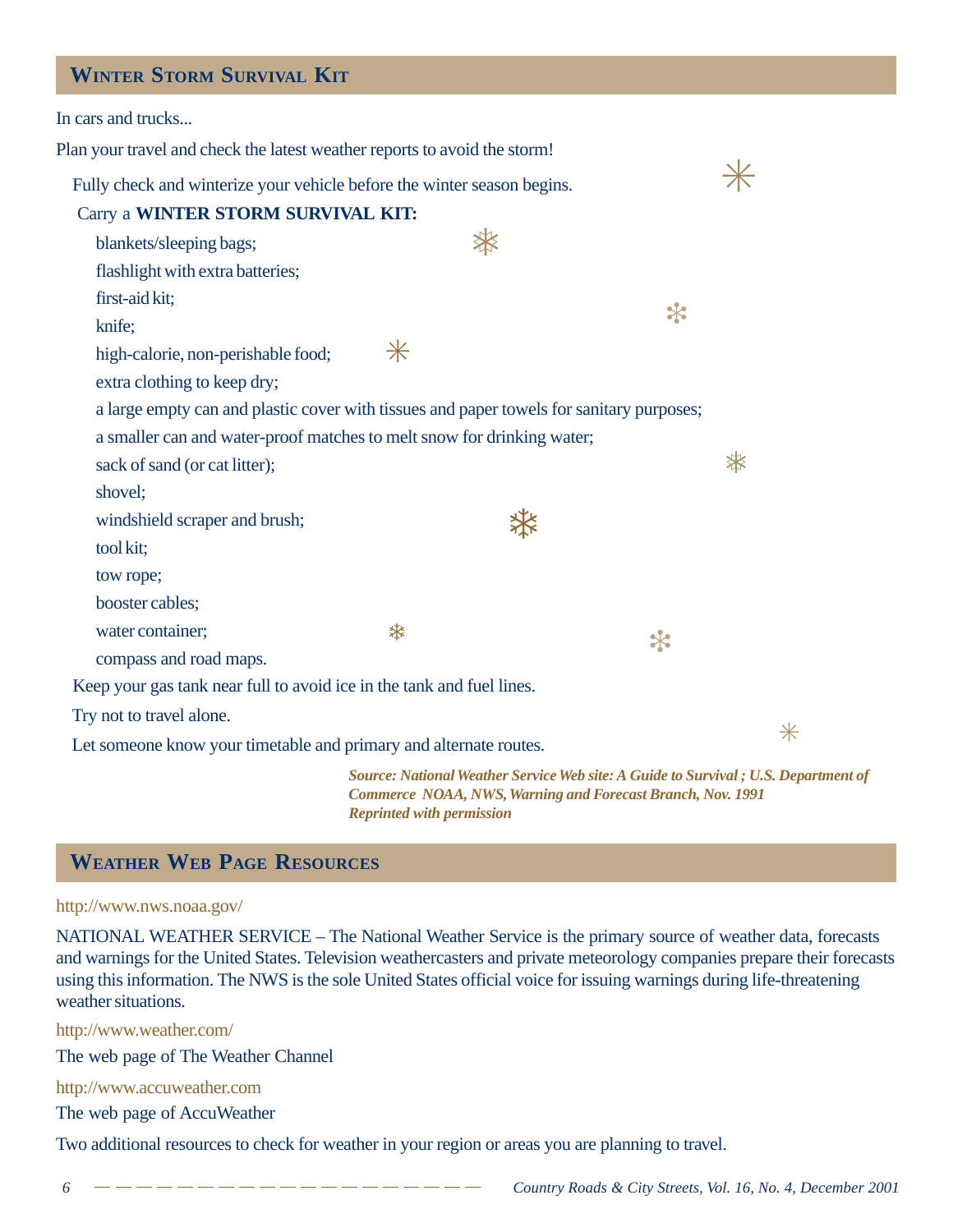## Winter Storm Survival Kit

In cars and trucks...

Plan your travel and check the latest weather reports to avoid the storm!

Fully check and winterize your vehicle before the winter season begins.

Carry a **WINTER STORM SURVIVAL KIT:**

- blankets/sleeping bags;
- flashlight with extra batteries;
- first-aid kit;
- knife;
- high-calorie, non-perishable food;
- extra clothing to keep dry;
- a large empty can and plastic cover with tissues and paper towels for sanitary purposes;
- a smaller can and water-proof matches to melt snow for drinking water;
- sack of sand (or cat litter);
- shovel;
- windshield scraper and brush;
- tool kit;
- tow rope;
- booster cables;
- water container;
- compass and road maps.

Keep your gas tank near full to avoid ice in the tank and fuel lines.

Try not to travel alone.

Let someone know your timetable and primary and alternate routes.

***Source: National Weather Service Web site: A Guide to Survival ; U.S. Department of Commerce NOAA, NWS, Warning and Forecast Branch, Nov. 1991***
***Reprinted with permission***

## Weather Web Page Resources

http://www.nws.noaa.gov/

NATIONAL WEATHER SERVICE – The National Weather Service is the primary source of weather data, forecasts and warnings for the United States. Television weathercasters and private meteorology companies prepare their forecasts using this information. The NWS is the sole United States official voice for issuing warnings during life-threatening weather situations.

http://www.weather.com/

The web page of The Weather Channel

http://www.accuweather.com

The web page of AccuWeather

Two additional resources to check for weather in your region or areas you are planning to travel.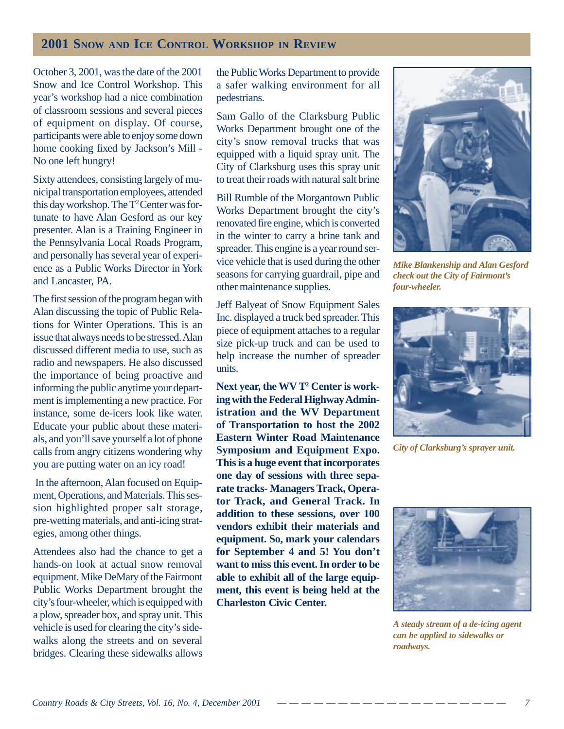## 2001 Snow and Ice Control Workshop in Review

October 3, 2001, was the date of the 2001 Snow and Ice Control Workshop. This year's workshop had a nice combination of classroom sessions and several pieces of equipment on display. Of course, participants were able to enjoy some down home cooking fixed by Jackson's Mill - No one left hungry!

Sixty attendees, consisting largely of municipal transportation employees, attended this day workshop. The T² Center was fortunate to have Alan Gesford as our key presenter. Alan is a Training Engineer in the Pennsylvania Local Roads Program, and personally has several year of experience as a Public Works Director in York and Lancaster, PA.

The first session of the program began with Alan discussing the topic of Public Relations for Winter Operations. This is an issue that always needs to be stressed. Alan discussed different media to use, such as radio and newspapers. He also discussed the importance of being proactive and informing the public anytime your department is implementing a new practice. For instance, some de-icers look like water. Educate your public about these materials, and you'll save yourself a lot of phone calls from angry citizens wondering why you are putting water on an icy road!

In the afternoon, Alan focused on Equipment, Operations, and Materials. This session highlighted proper salt storage, pre-wetting materials, and anti-icing strategies, among other things.

Attendees also had the chance to get a hands-on look at actual snow removal equipment. Mike DeMary of the Fairmont Public Works Department brought the city's four-wheeler, which is equipped with a plow, spreader box, and spray unit. This vehicle is used for clearing the city's sidewalks along the streets and on several bridges. Clearing these sidewalks allows the Public Works Department to provide a safer walking environment for all pedestrians.

Sam Gallo of the Clarksburg Public Works Department brought one of the city's snow removal trucks that was equipped with a liquid spray unit. The City of Clarksburg uses this spray unit to treat their roads with natural salt brine

Bill Rumble of the Morgantown Public Works Department brought the city's renovated fire engine, which is converted in the winter to carry a brine tank and spreader. This engine is a year round service vehicle that is used during the other seasons for carrying guardrail, pipe and other maintenance supplies.

Jeff Balyeat of Snow Equipment Sales Inc. displayed a truck bed spreader. This piece of equipment attaches to a regular size pick-up truck and can be used to help increase the number of spreader units.

**Next year, the WV T² Center is working with the Federal Highway Administration and the WV Department of Transportation to host the 2002 Eastern Winter Road Maintenance Symposium and Equipment Expo. This is a huge event that incorporates one day of sessions with three separate tracks- Managers Track, Operator Track, and General Track. In addition to these sessions, over 100 vendors exhibit their materials and equipment. So, mark your calendars for September 4 and 5! You don't want to miss this event. In order to be able to exhibit all of the large equipment, this event is being held at the Charleston Civic Center.**

*Mike Blankenship and Alan Gesford check out the City of Fairmont's four-wheeler.*

*City of Clarksburg's sprayer unit.*

*A steady stream of a de-icing agent can be applied to sidewalks or roadways.*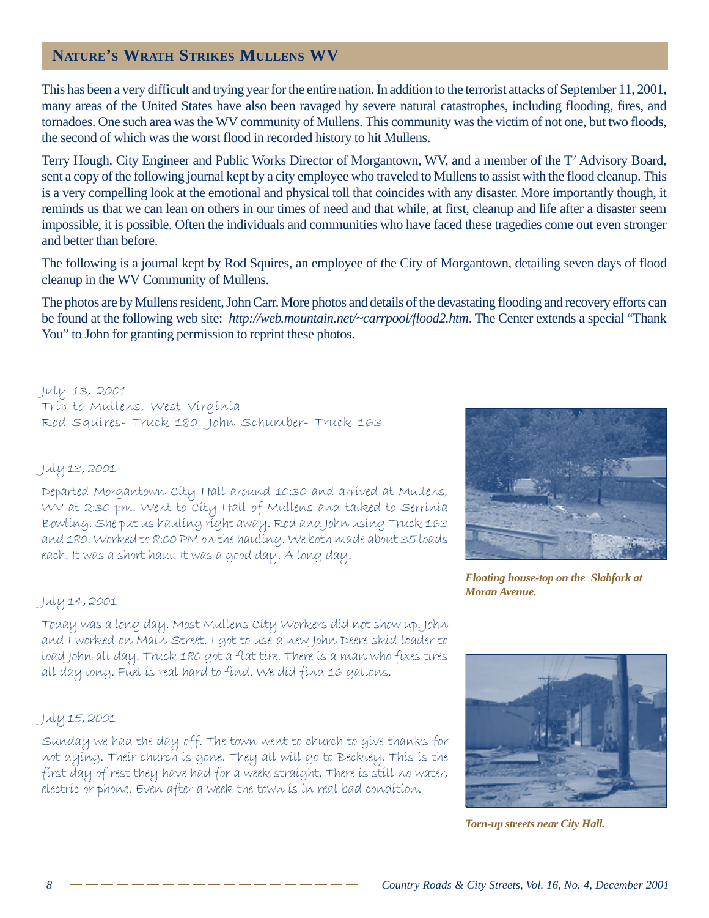## Nature's Wrath Strikes Mullens WV

This has been a very difficult and trying year for the entire nation. In addition to the terrorist attacks of September 11, 2001, many areas of the United States have also been ravaged by severe natural catastrophes, including flooding, fires, and tornadoes. One such area was the WV community of Mullens. This community was the victim of not one, but two floods, the second of which was the worst flood in recorded history to hit Mullens.

Terry Hough, City Engineer and Public Works Director of Morgantown, WV, and a member of the T² Advisory Board, sent a copy of the following journal kept by a city employee who traveled to Mullens to assist with the flood cleanup. This is a very compelling look at the emotional and physical toll that coincides with any disaster. More importantly though, it reminds us that we can lean on others in our times of need and that while, at first, cleanup and life after a disaster seem impossible, it is possible. Often the individuals and communities who have faced these tragedies come out even stronger and better than before.

The following is a journal kept by Rod Squires, an employee of the City of Morgantown, detailing seven days of flood cleanup in the WV Community of Mullens.

The photos are by Mullens resident, John Carr. More photos and details of the devastating flooding and recovery efforts can be found at the following web site: *http://web.mountain.net/~carrpool/flood2.htm*. The Center extends a special "Thank You" to John for granting permission to reprint these photos.

July 13, 2001
Trip to Mullens, West Virginia
Rod Squires- Truck 180 John Schumber- Truck 163

July 13, 2001

Departed Morgantown City Hall around 10:30 and arrived at Mullens, WV at 2:30 pm. Went to City Hall of Mullens and talked to Serrinia Bowling. She put us hauling right away. Rod and John using Truck 163 and 180. Worked to 8:00 PM on the hauling. We both made about 35 loads each. It was a short haul. It was a good day. A long day.

*Floating house-top on the Slabfork at Moran Avenue.*

July 14, 2001

Today was a long day. Most Mullens City Workers did not show up. John and I worked on Main Street. I got to use a new John Deere skid loader to load John all day. Truck 180 got a flat tire. There is a man who fixes tires all day long. Fuel is real hard to find. We did find 16 gallons.

July 15, 2001

Sunday we had the day off. The town went to church to give thanks for not dying. Their church is gone. They all will go to Beckley. This is the first day of rest they have had for a week straight. There is still no water, electric or phone. Even after a week the town is in real bad condition.

*Torn-up streets near City Hall.*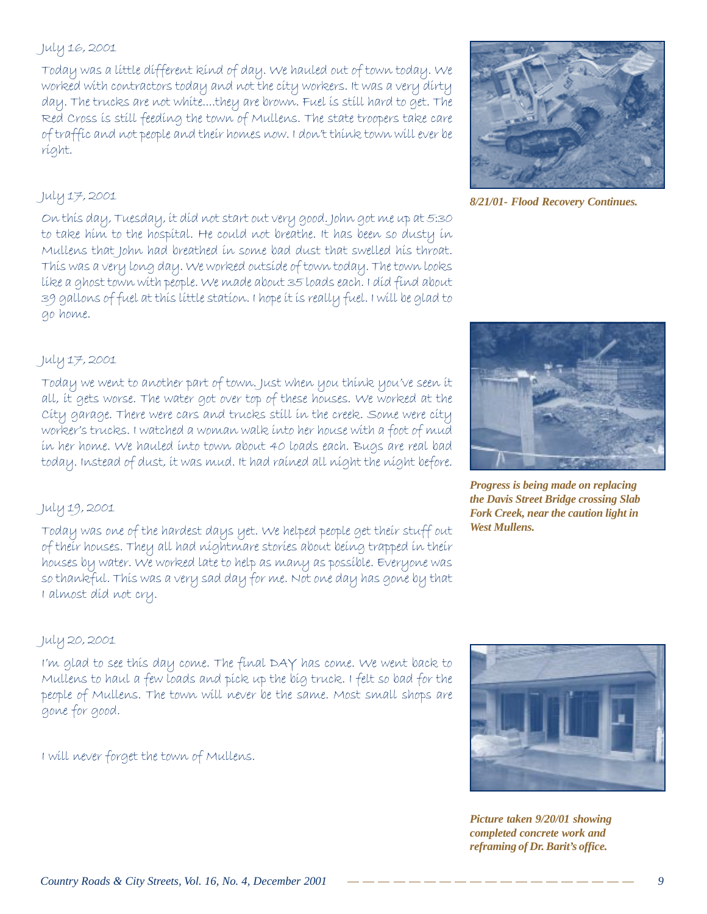July 16, 2001

Today was a little different kind of day. We hauled out of town today. We worked with contractors today and not the city workers. It was a very dirty day. The trucks are not white....they are brown. Fuel is still hard to get. The Red Cross is still feeding the town of Mullens. The state troopers take care of traffic and not people and their homes now. I don't think town will ever be right.

July 17, 2001

On this day, Tuesday, it did not start out very good. John got me up at 5:30 to take him to the hospital. He could not breathe. It has been so dusty in Mullens that John had breathed in some bad dust that swelled his throat. This was a very long day. We worked outside of town today. The town looks like a ghost town with people. We made about 35 loads each. I did find about 39 gallons of fuel at this little station. I hope it is really fuel. I will be glad to go home.

July 17, 2001

Today we went to another part of town. Just when you think you've seen it all, it gets worse. The water got over top of these houses. We worked at the City garage. There were cars and trucks still in the creek. Some were city worker's trucks. I watched a woman walk into her house with a foot of mud in her home. We hauled into town about 40 loads each. Bugs are real bad today. Instead of dust, it was mud. It had rained all night the night before.

July 19, 2001

Today was one of the hardest days yet. We helped people get their stuff out of their houses. They all had nightmare stories about being trapped in their houses by water. We worked late to help as many as possible. Everyone was so thankful. This was a very sad day for me. Not one day has gone by that I almost did not cry.

July 20, 2001

I'm glad to see this day come. The final DAY has come. We went back to Mullens to haul a few loads and pick up the big truck. I felt so bad for the people of Mullens. The town will never be the same. Most small shops are gone for good.

I will never forget the town of Mullens.

***8/21/01- Flood Recovery Continues.***

***Progress is being made on replacing the Davis Street Bridge crossing Slab Fork Creek, near the caution light in West Mullens.***

***Picture taken 9/20/01 showing completed concrete work and reframing of Dr. Barit's office.***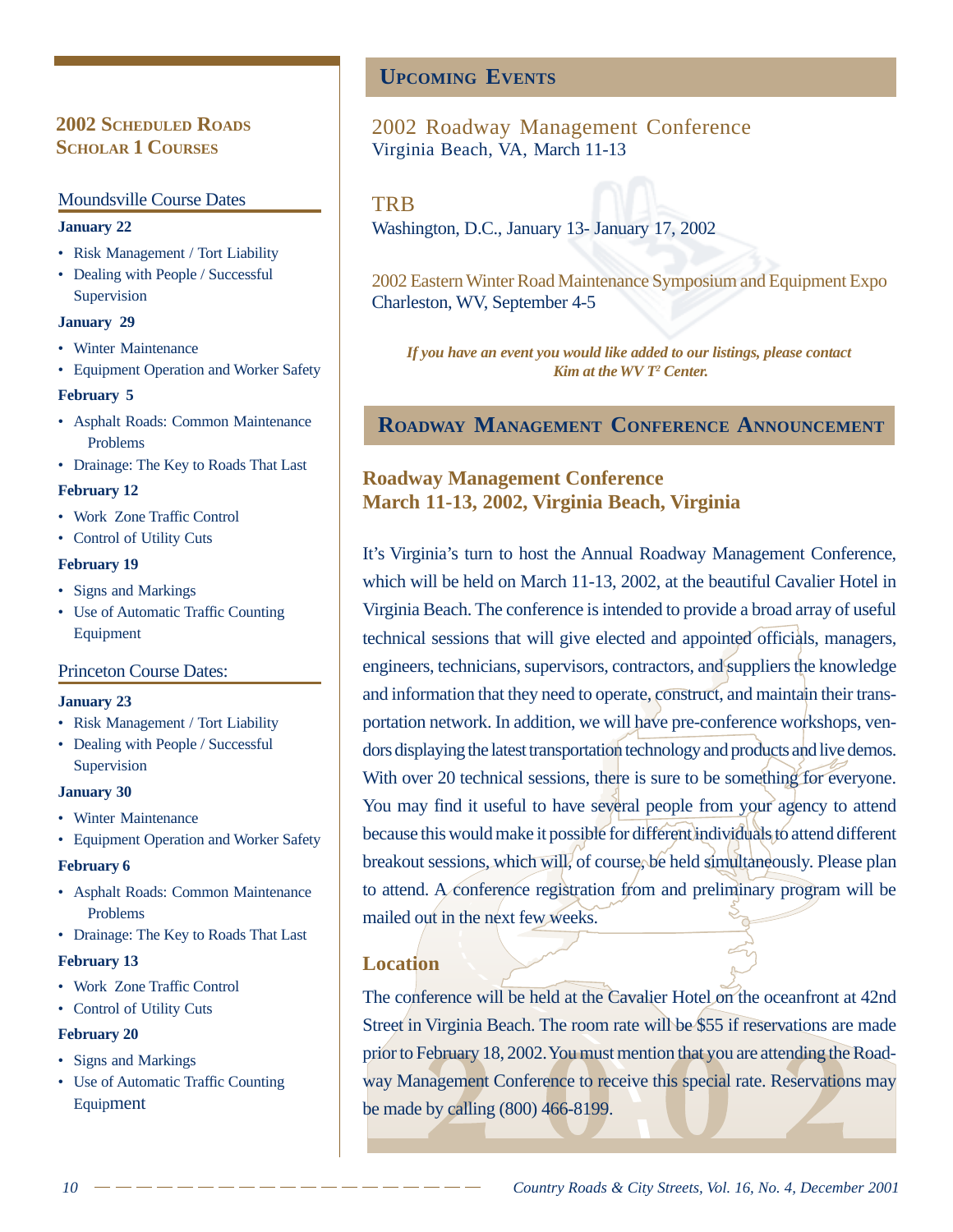## 2002 Scheduled Roads Scholar 1 Courses

### Moundsville Course Dates

**January 22**

- Risk Management / Tort Liability
- Dealing with People / Successful Supervision

**January 29**

- Winter Maintenance
- Equipment Operation and Worker Safety

**February 5**

- Asphalt Roads: Common Maintenance Problems
- Drainage: The Key to Roads That Last

**February 12**

- Work Zone Traffic Control
- Control of Utility Cuts

**February 19**

- Signs and Markings
- Use of Automatic Traffic Counting Equipment

### Princeton Course Dates:

**January 23**

- Risk Management / Tort Liability
- Dealing with People / Successful Supervision

**January 30**

- Winter Maintenance
- Equipment Operation and Worker Safety

**February 6**

- Asphalt Roads: Common Maintenance Problems
- Drainage: The Key to Roads That Last

**February 13**

- Work Zone Traffic Control
- Control of Utility Cuts

**February 20**

- Signs and Markings
- Use of Automatic Traffic Counting Equipment

## Upcoming Events

2002 Roadway Management Conference
Virginia Beach, VA, March 11-13

TRB
Washington, D.C., January 13- January 17, 2002

2002 Eastern Winter Road Maintenance Symposium and Equipment Expo
Charleston, WV, September 4-5

***If you have an event you would like added to our listings, please contact Kim at the WV T² Center.***

## Roadway Management Conference Announcement

### Roadway Management Conference March 11-13, 2002, Virginia Beach, Virginia

It's Virginia's turn to host the Annual Roadway Management Conference, which will be held on March 11-13, 2002, at the beautiful Cavalier Hotel in Virginia Beach. The conference is intended to provide a broad array of useful technical sessions that will give elected and appointed officials, managers, engineers, technicians, supervisors, contractors, and suppliers the knowledge and information that they need to operate, construct, and maintain their transportation network. In addition, we will have pre-conference workshops, vendors displaying the latest transportation technology and products and live demos. With over 20 technical sessions, there is sure to be something for everyone. You may find it useful to have several people from your agency to attend because this would make it possible for different individuals to attend different breakout sessions, which will, of course, be held simultaneously. Please plan to attend. A conference registration from and preliminary program will be mailed out in the next few weeks.

### Location

The conference will be held at the Cavalier Hotel on the oceanfront at 42nd Street in Virginia Beach. The room rate will be $55 if reservations are made prior to February 18, 2002. You must mention that you are attending the Roadway Management Conference to receive this special rate. Reservations may be made by calling (800) 466-8199.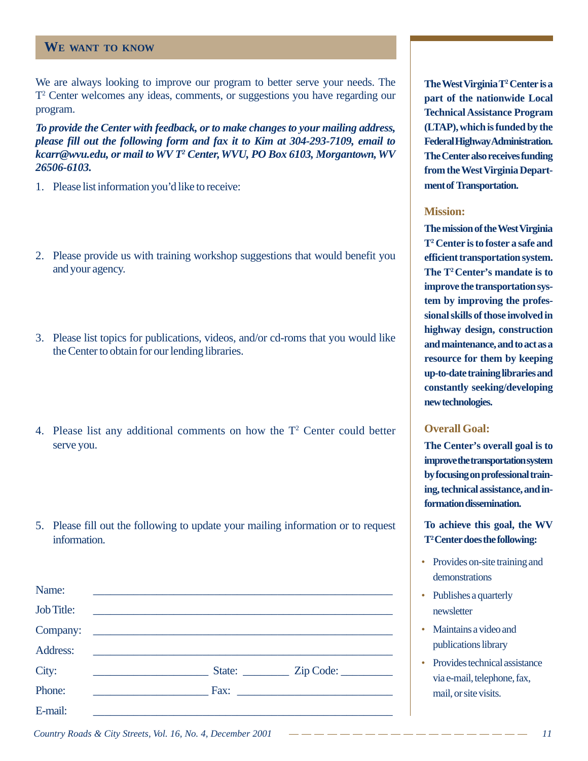## WE WANT TO KNOW

We are always looking to improve our program to better serve your needs. The T$^2$ Center welcomes any ideas, comments, or suggestions you have regarding our program.

***To provide the Center with feedback, or to make changes to your mailing address, please fill out the following form and fax it to Kim at 304-293-7109, email to kcarr@wvu.edu, or mail to WV T$^2$ Center, WVU, PO Box 6103, Morgantown, WV 26506-6103.***

1. Please list information you'd like to receive:

2. Please provide us with training workshop suggestions that would benefit you and your agency.

3. Please list topics for publications, videos, and/or cd-roms that you would like the Center to obtain for our lending libraries.

4. Please list any additional comments on how the T$^2$ Center could better serve you.

5. Please fill out the following to update your mailing information or to request information.

Name: ______________________________________________

Job Title: ______________________________________________

Company: ______________________________________________

Address: ______________________________________________

City: ____________________ State: ________ Zip Code: _________

Phone: ____________________ Fax: ___________________________

E-mail: ______________________________________________

**The West Virginia T$^2$ Center is a part of the nationwide Local Technical Assistance Program (LTAP), which is funded by the Federal Highway Administration. The Center also receives funding from the West Virginia Department of Transportation.**

### Mission:

**The mission of the West Virginia T$^2$ Center is to foster a safe and efficient transportation system. The T$^2$ Center's mandate is to improve the transportation system by improving the professional skills of those involved in highway design, construction and maintenance, and to act as a resource for them by keeping up-to-date training libraries and constantly seeking/developing new technologies.**

### Overall Goal:

**The Center's overall goal is to improve the transportation system by focusing on professional training, technical assistance, and information dissemination.**

**To achieve this goal, the WV T$^2$ Center does the following:**

- Provides on-site training and demonstrations
- Publishes a quarterly newsletter
- Maintains a video and publications library
- Provides technical assistance via e-mail, telephone, fax, mail, or site visits.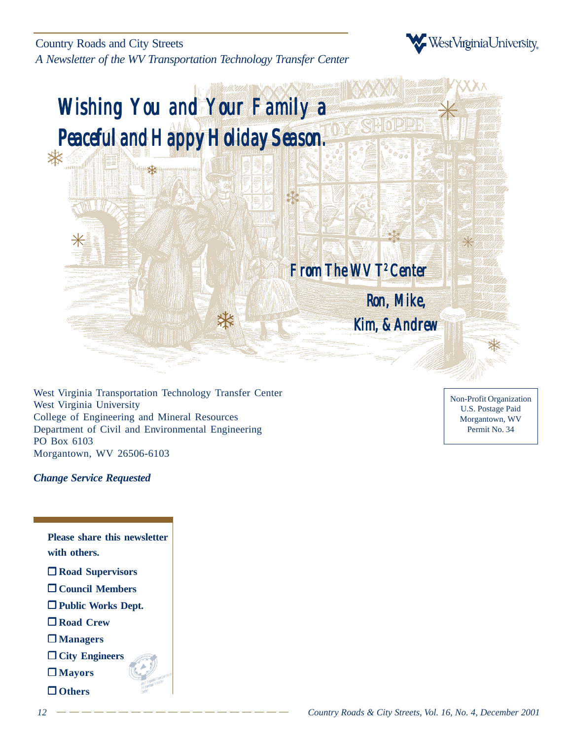Country Roads and City Streets
*A Newsletter of the WV Transportation Technology Transfer Center*

# Wishing You and Your Family a Peaceful and Happy Holiday Season.

**From The WV T[2] Center**

**Ron, Mike, Kim, & Andrew**

West Virginia Transportation Technology Transfer Center
West Virginia University
College of Engineering and Mineral Resources
Department of Civil and Environmental Engineering
PO Box 6103
Morgantown, WV 26506-6103

Non-Profit Organization
U.S. Postage Paid
Morgantown, WV
Permit No. 34

***Change Service Requested***

**Please share this newsletter with others.**

- ☐ **Road Supervisors**
- ☐ **Council Members**
- ☐ **Public Works Dept.**
- ☐ **Road Crew**
- ☐ **Managers**
- ☐ **City Engineers**
- ☐ **Mayors**
- ☐ **Others**